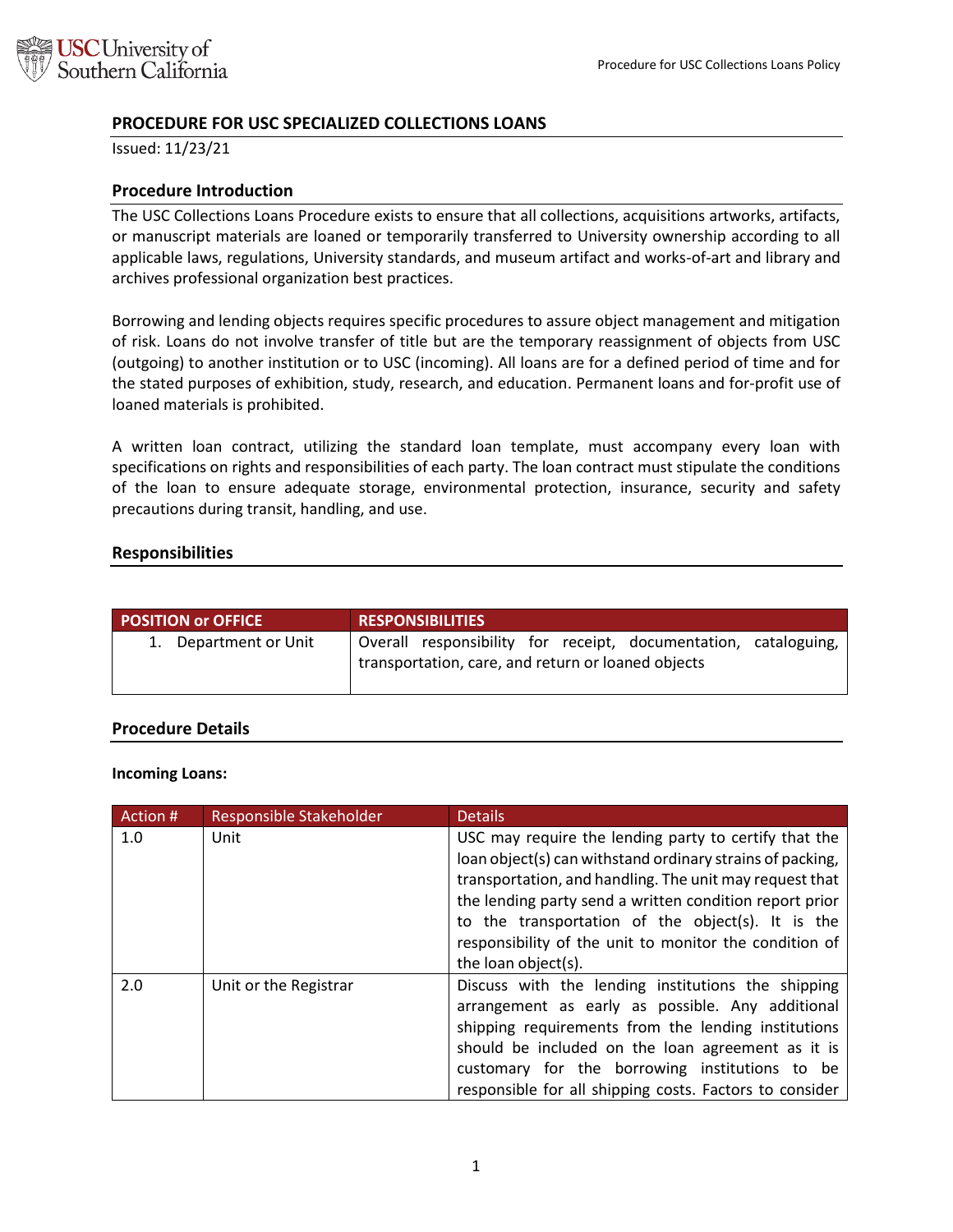## PROCEDURE FOR USC SPECIALIZED COLLECTIONS LOANS

Issued: 11/23/21

### Procedure Introduction

The USC Collections Loans Procedure exists to ensure that all collections, acquisitions artworks, artifacts, or manuscript materials are loaned or temporarily transferred to University ownership according to all applicable laws, regulations, University standards, and museum artifact and works-of-art and library and archives professional organization best practices.

Borrowing and lending objects requires specific procedures to assure object management and mitigation of risk. Loans do not involve transfer of title but are the temporary reassignment of objects from USC (outgoing) to another institution or to USC (incoming). All loans are for a defined period of time and for the stated purposes of exhibition, study, research, and education. Permanent loans and for-profit use of loaned materials is prohibited.

A written loan contract, utilizing the standard loan template, must accompany every loan with specifications on rights and responsibilities of each party. The loan contract must stipulate the conditions of the loan to ensure adequate storage, environmental protection, insurance, security and safety precautions during transit, handling, and use.

### Responsibilities

| POSITION or OFFICE | RESPONSIBILITIES |
|---|---|
| 1. Department or Unit | Overall responsibility for receipt, documentation, cataloguing, transportation, care, and return or loaned objects |

### Procedure Details

**Incoming Loans:**

| Action # | Responsible Stakeholder | Details |
|---|---|---|
| 1.0 | Unit | USC may require the lending party to certify that the loan object(s) can withstand ordinary strains of packing, transportation, and handling. The unit may request that the lending party send a written condition report prior to the transportation of the object(s). It is the responsibility of the unit to monitor the condition of the loan object(s). |
| 2.0 | Unit or the Registrar | Discuss with the lending institutions the shipping arrangement as early as possible. Any additional shipping requirements from the lending institutions should be included on the loan agreement as it is customary for the borrowing institutions to be responsible for all shipping costs. Factors to consider |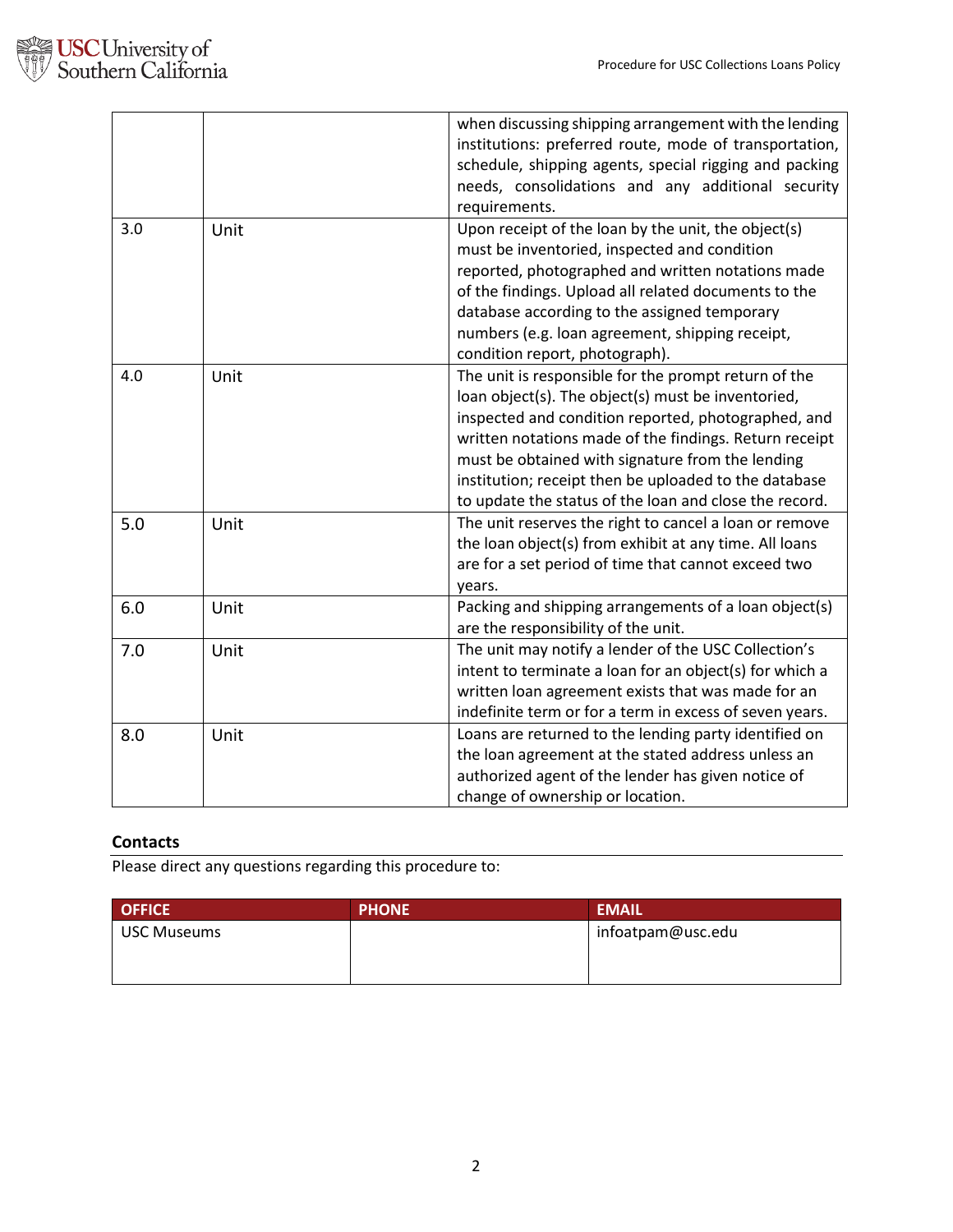| | | |
|---|---|---|
| | | when discussing shipping arrangement with the lending institutions: preferred route, mode of transportation, schedule, shipping agents, special rigging and packing needs, consolidations and any additional security requirements. |
| 3.0 | Unit | Upon receipt of the loan by the unit, the object(s) must be inventoried, inspected and condition reported, photographed and written notations made of the findings. Upload all related documents to the database according to the assigned temporary numbers (e.g. loan agreement, shipping receipt, condition report, photograph). |
| 4.0 | Unit | The unit is responsible for the prompt return of the loan object(s). The object(s) must be inventoried, inspected and condition reported, photographed, and written notations made of the findings. Return receipt must be obtained with signature from the lending institution; receipt then be uploaded to the database to update the status of the loan and close the record. |
| 5.0 | Unit | The unit reserves the right to cancel a loan or remove the loan object(s) from exhibit at any time. All loans are for a set period of time that cannot exceed two years. |
| 6.0 | Unit | Packing and shipping arrangements of a loan object(s) are the responsibility of the unit. |
| 7.0 | Unit | The unit may notify a lender of the USC Collection's intent to terminate a loan for an object(s) for which a written loan agreement exists that was made for an indefinite term or for a term in excess of seven years. |
| 8.0 | Unit | Loans are returned to the lending party identified on the loan agreement at the stated address unless an authorized agent of the lender has given notice of change of ownership or location. |

## Contacts

Please direct any questions regarding this procedure to:

| OFFICE | PHONE | EMAIL |
|---|---|---|
| USC Museums | | infoatpam@usc.edu |